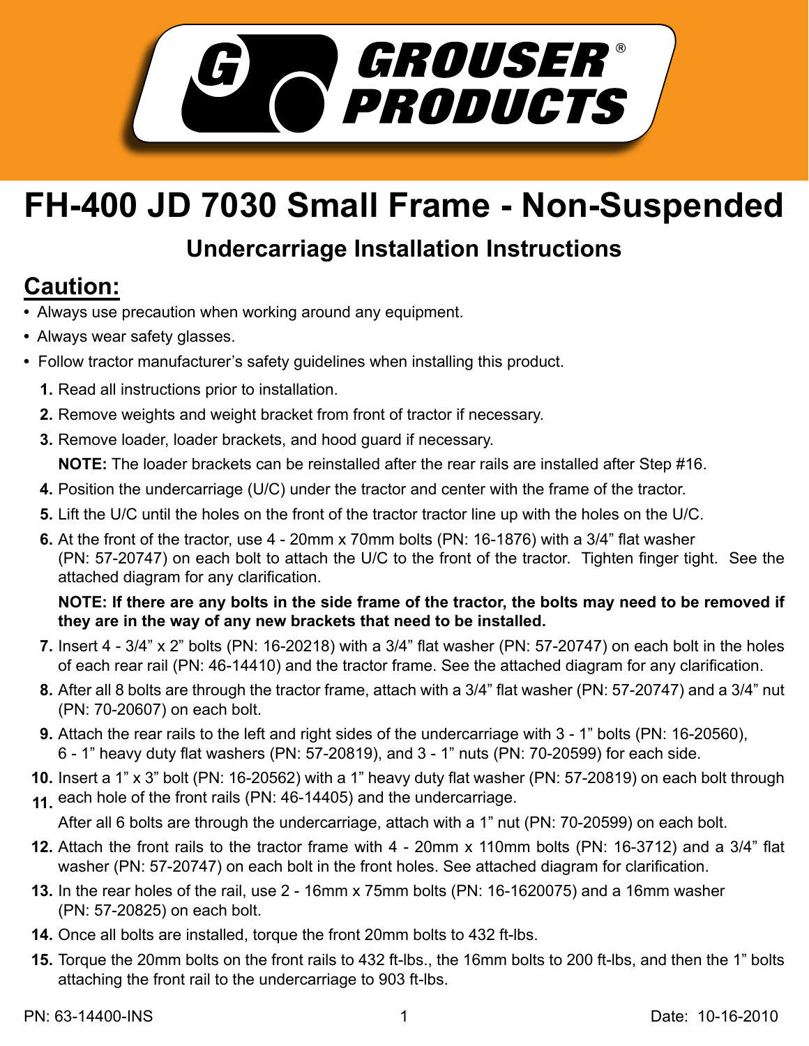# FH-400 JD 7030 Small Frame - Non-Suspended

## Undercarriage Installation Instructions

## Caution:

- Always use precaution when working around any equipment.
- Always wear safety glasses.
- Follow tractor manufacturer's safety guidelines when installing this product.

1. Read all instructions prior to installation.
2. Remove weights and weight bracket from front of tractor if necessary.
3. Remove loader, loader brackets, and hood guard if necessary.

   **NOTE:** The loader brackets can be reinstalled after the rear rails are installed after Step #16.
4. Position the undercarriage (U/C) under the tractor and center with the frame of the tractor.
5. Lift the U/C until the holes on the front of the tractor tractor line up with the holes on the U/C.
6. At the front of the tractor, use 4 - 20mm x 70mm bolts (PN: 16-1876) with a 3/4" flat washer (PN: 57-20747) on each bolt to attach the U/C to the front of the tractor. Tighten finger tight. See the attached diagram for any clarification.

   **NOTE: If there are any bolts in the side frame of the tractor, the bolts may need to be removed if they are in the way of any new brackets that need to be installed.**
7. Insert 4 - 3/4" x 2" bolts (PN: 16-20218) with a 3/4" flat washer (PN: 57-20747) on each bolt in the holes of each rear rail (PN: 46-14410) and the tractor frame. See the attached diagram for any clarification.
8. After all 8 bolts are through the tractor frame, attach with a 3/4" flat washer (PN: 57-20747) and a 3/4" nut (PN: 70-20607) on each bolt.
9. Attach the rear rails to the left and right sides of the undercarriage with 3 - 1" bolts (PN: 16-20560), 6 - 1" heavy duty flat washers (PN: 57-20819), and 3 - 1" nuts (PN: 70-20599) for each side.
10. Insert a 1" x 3" bolt (PN: 16-20562) with a 1" heavy duty flat washer (PN: 57-20819) on each bolt through each hole of the front rails (PN: 46-14405) and the undercarriage.
11. After all 6 bolts are through the undercarriage, attach with a 1" nut (PN: 70-20599) on each bolt.
12. Attach the front rails to the tractor frame with 4 - 20mm x 110mm bolts (PN: 16-3712) and a 3/4" flat washer (PN: 57-20747) on each bolt in the front holes. See attached diagram for clarification.
13. In the rear holes of the rail, use 2 - 16mm x 75mm bolts (PN: 16-1620075) and a 16mm washer (PN: 57-20825) on each bolt.
14. Once all bolts are installed, torque the front 20mm bolts to 432 ft-lbs.
15. Torque the 20mm bolts on the front rails to 432 ft-lbs., the 16mm bolts to 200 ft-lbs, and then the 1" bolts attaching the front rail to the undercarriage to 903 ft-lbs.

PN: 63-14400-INS Date: 10-16-2010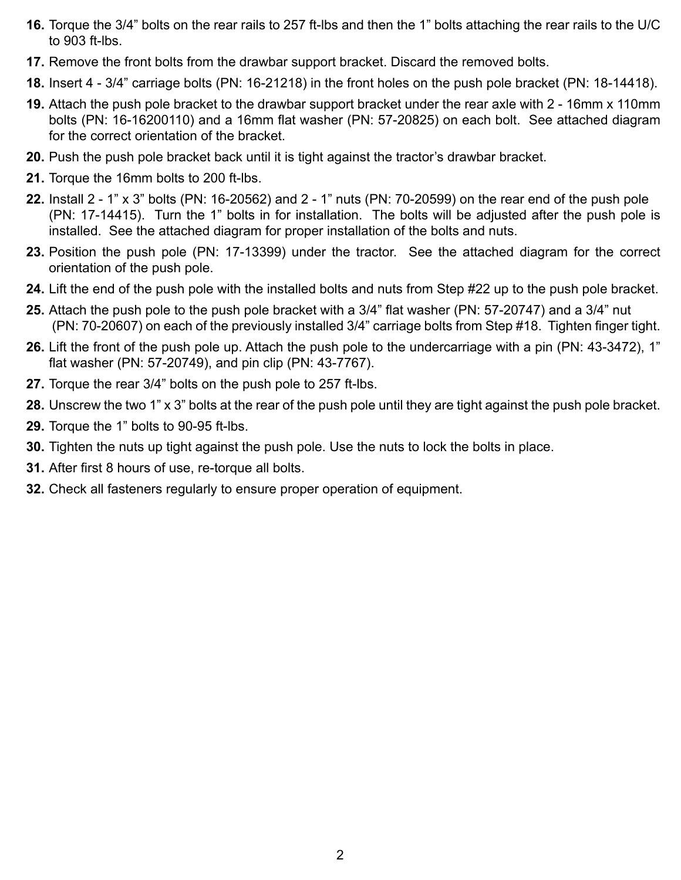16. Torque the 3/4” bolts on the rear rails to 257 ft-lbs and then the 1” bolts attaching the rear rails to the U/C to 903 ft-lbs.
17. Remove the front bolts from the drawbar support bracket. Discard the removed bolts.
18. Insert 4 - 3/4” carriage bolts (PN: 16-21218) in the front holes on the push pole bracket (PN: 18-14418).
19. Attach the push pole bracket to the drawbar support bracket under the rear axle with 2 - 16mm x 110mm bolts (PN: 16-16200110) and a 16mm flat washer (PN: 57-20825) on each bolt. See attached diagram for the correct orientation of the bracket.
20. Push the push pole bracket back until it is tight against the tractor’s drawbar bracket.
21. Torque the 16mm bolts to 200 ft-lbs.
22. Install 2 - 1” x 3” bolts (PN: 16-20562) and 2 - 1” nuts (PN: 70-20599) on the rear end of the push pole (PN: 17-14415). Turn the 1” bolts in for installation. The bolts will be adjusted after the push pole is installed. See the attached diagram for proper installation of the bolts and nuts.
23. Position the push pole (PN: 17-13399) under the tractor. See the attached diagram for the correct orientation of the push pole.
24. Lift the end of the push pole with the installed bolts and nuts from Step #22 up to the push pole bracket.
25. Attach the push pole to the push pole bracket with a 3/4” flat washer (PN: 57-20747) and a 3/4” nut (PN: 70-20607) on each of the previously installed 3/4” carriage bolts from Step #18. Tighten finger tight.
26. Lift the front of the push pole up. Attach the push pole to the undercarriage with a pin (PN: 43-3472), 1” flat washer (PN: 57-20749), and pin clip (PN: 43-7767).
27. Torque the rear 3/4” bolts on the push pole to 257 ft-lbs.
28. Unscrew the two 1” x 3” bolts at the rear of the push pole until they are tight against the push pole bracket.
29. Torque the 1” bolts to 90-95 ft-lbs.
30. Tighten the nuts up tight against the push pole. Use the nuts to lock the bolts in place.
31. After first 8 hours of use, re-torque all bolts.
32. Check all fasteners regularly to ensure proper operation of equipment.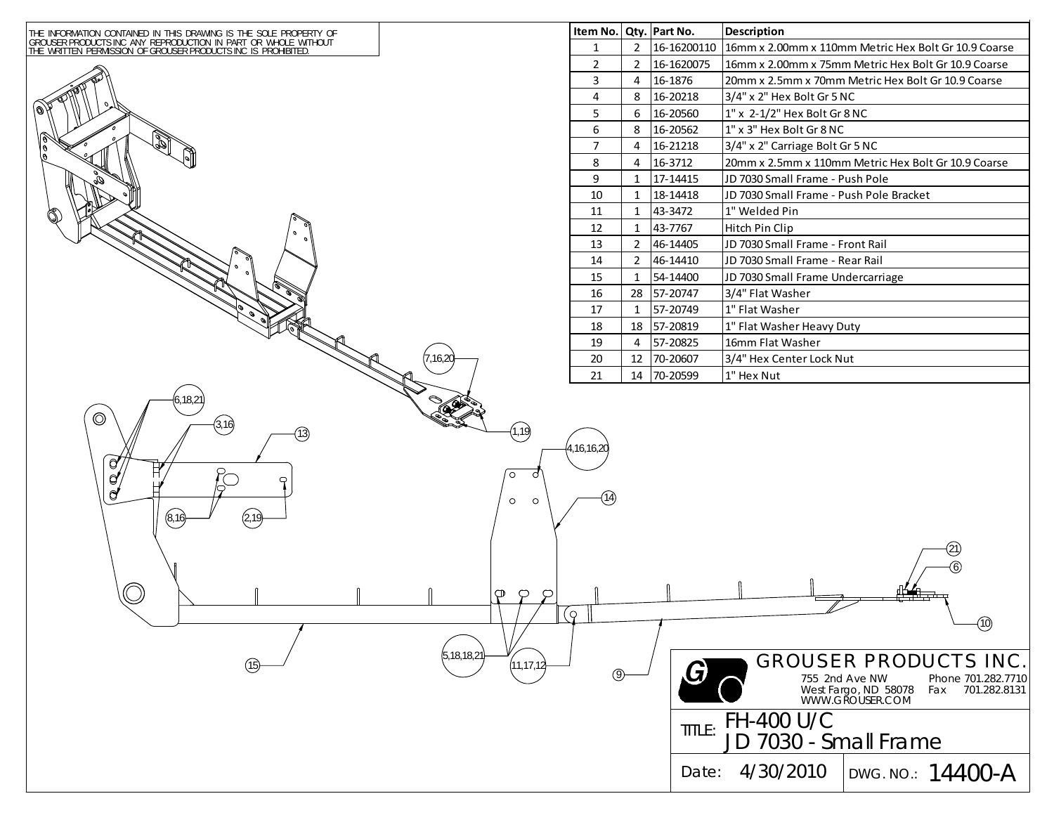THE INFORMATION CONTAINED IN THIS DRAWING IS THE SOLE PROPERTY OF GROUSER PRODUCTS INC ANY REPRODUCTION IN PART OR WHOLE WITHOUT THE WRITTEN PERMISSION OF GROUSER PRODUCTS INC IS PROHIBITED.

| Item No. | Qty. | Part No. | Description |
|---|---|---|---|
| 1 | 2 | 16-16200110 | 16mm x 2.00mm x 110mm Metric Hex Bolt Gr 10.9 Coarse |
| 2 | 2 | 16-1620075 | 16mm x 2.00mm x 75mm Metric Hex Bolt Gr 10.9 Coarse |
| 3 | 4 | 16-1876 | 20mm x 2.5mm x 70mm Metric Hex Bolt Gr 10.9 Coarse |
| 4 | 8 | 16-20218 | 3/4" x 2" Hex Bolt Gr 5 NC |
| 5 | 6 | 16-20560 | 1" x 2-1/2" Hex Bolt Gr 8 NC |
| 6 | 8 | 16-20562 | 1" x 3" Hex Bolt Gr 8 NC |
| 7 | 4 | 16-21218 | 3/4" x 2" Carriage Bolt Gr 5 NC |
| 8 | 4 | 16-3712 | 20mm x 2.5mm x 110mm Metric Hex Bolt Gr 10.9 Coarse |
| 9 | 1 | 17-14415 | JD 7030 Small Frame - Push Pole |
| 10 | 1 | 18-14418 | JD 7030 Small Frame - Push Pole Bracket |
| 11 | 1 | 43-3472 | 1" Welded Pin |
| 12 | 1 | 43-7767 | Hitch Pin Clip |
| 13 | 2 | 46-14405 | JD 7030 Small Frame - Front Rail |
| 14 | 2 | 46-14410 | JD 7030 Small Frame - Rear Rail |
| 15 | 1 | 54-14400 | JD 7030 Small Frame Undercarriage |
| 16 | 28 | 57-20747 | 3/4" Flat Washer |
| 17 | 1 | 57-20749 | 1" Flat Washer |
| 18 | 18 | 57-20819 | 1" Flat Washer Heavy Duty |
| 19 | 4 | 57-20825 | 16mm Flat Washer |
| 20 | 12 | 70-20607 | 3/4" Hex Center Lock Nut |
| 21 | 14 | 70-20599 | 1" Hex Nut |

7,16,20

1,19

6,18,21

3,16

13

8,16

2,19

4,16,16,20

14

21

6

10

15

5,18,18,21

11,17,12

9

GROUSER PRODUCTS INC.
755 2nd Ave NW
West Fargo, ND 58078
WWW.GROUSER.COM
Phone 701.282.7710
Fax 701.282.8131

TITLE: FH-400 U/C
JD 7030 - Small Frame

Date: 4/30/2010

DWG. NO.: 14400-A